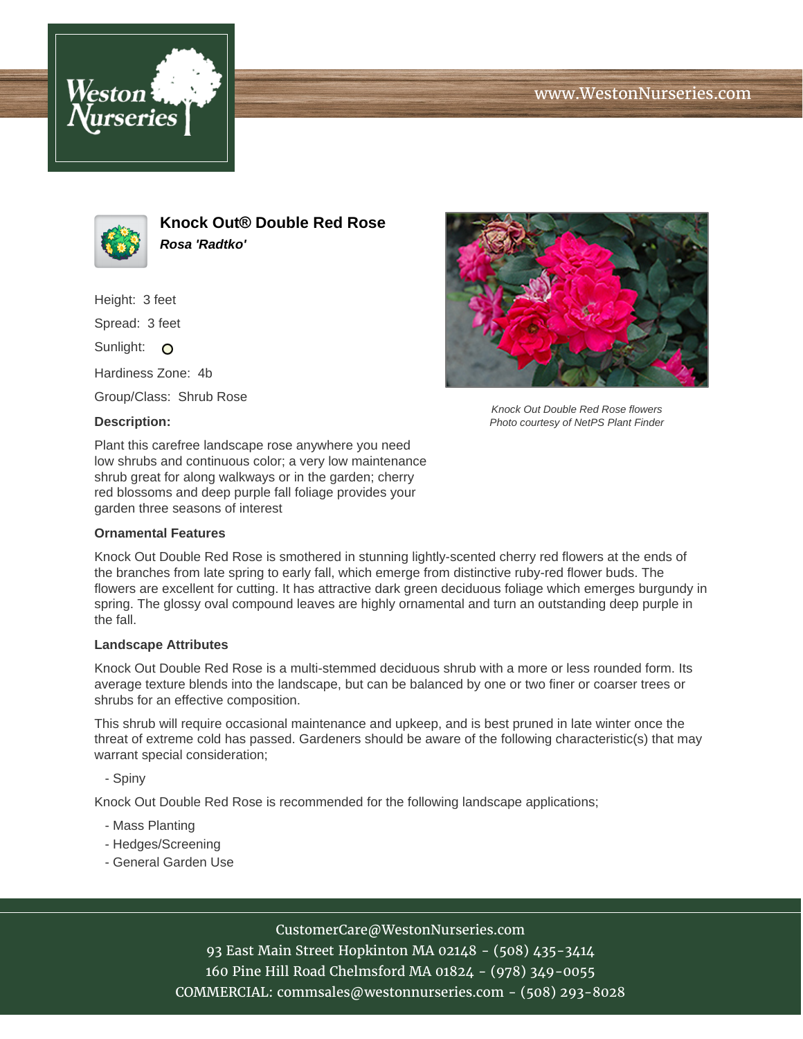# Knock Out® Double Red Rose

***Rosa 'Radtko'***

Height: 3 feet

Spread: 3 feet

Sunlight: O

Hardiness Zone: 4b

Group/Class: Shrub Rose

*Knock Out Double Red Rose flowers*
*Photo courtesy of NetPS Plant Finder*

**Description:**

Plant this carefree landscape rose anywhere you need low shrubs and continuous color; a very low maintenance shrub great for along walkways or in the garden; cherry red blossoms and deep purple fall foliage provides your garden three seasons of interest

### Ornamental Features

Knock Out Double Red Rose is smothered in stunning lightly-scented cherry red flowers at the ends of the branches from late spring to early fall, which emerge from distinctive ruby-red flower buds. The flowers are excellent for cutting. It has attractive dark green deciduous foliage which emerges burgundy in spring. The glossy oval compound leaves are highly ornamental and turn an outstanding deep purple in the fall.

### Landscape Attributes

Knock Out Double Red Rose is a multi-stemmed deciduous shrub with a more or less rounded form. Its average texture blends into the landscape, but can be balanced by one or two finer or coarser trees or shrubs for an effective composition.

This shrub will require occasional maintenance and upkeep, and is best pruned in late winter once the threat of extreme cold has passed. Gardeners should be aware of the following characteristic(s) that may warrant special consideration;

- Spiny

Knock Out Double Red Rose is recommended for the following landscape applications;

- Mass Planting
- Hedges/Screening
- General Garden Use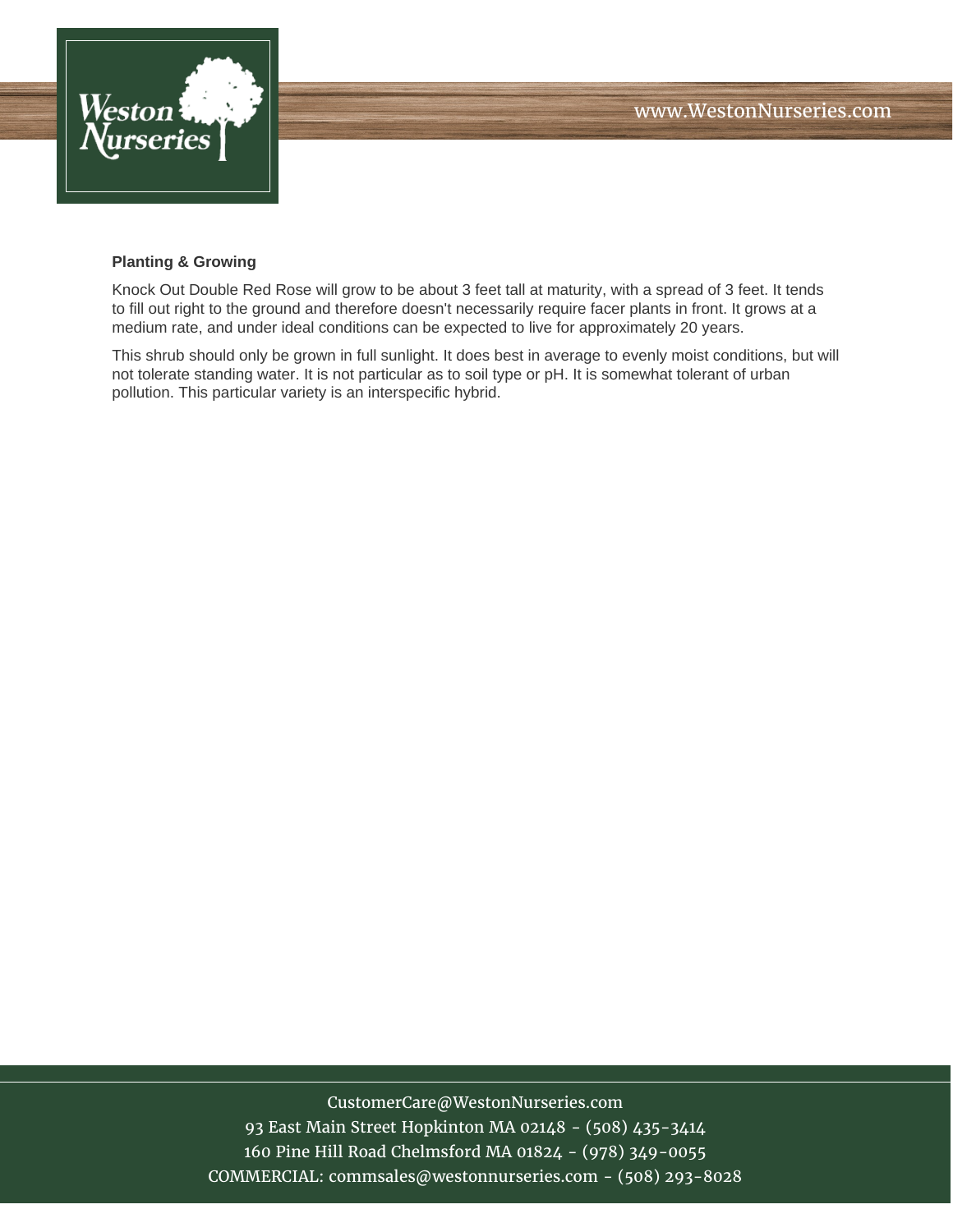### Planting & Growing

Knock Out Double Red Rose will grow to be about 3 feet tall at maturity, with a spread of 3 feet. It tends to fill out right to the ground and therefore doesn't necessarily require facer plants in front. It grows at a medium rate, and under ideal conditions can be expected to live for approximately 20 years.

This shrub should only be grown in full sunlight. It does best in average to evenly moist conditions, but will not tolerate standing water. It is not particular as to soil type or pH. It is somewhat tolerant of urban pollution. This particular variety is an interspecific hybrid.